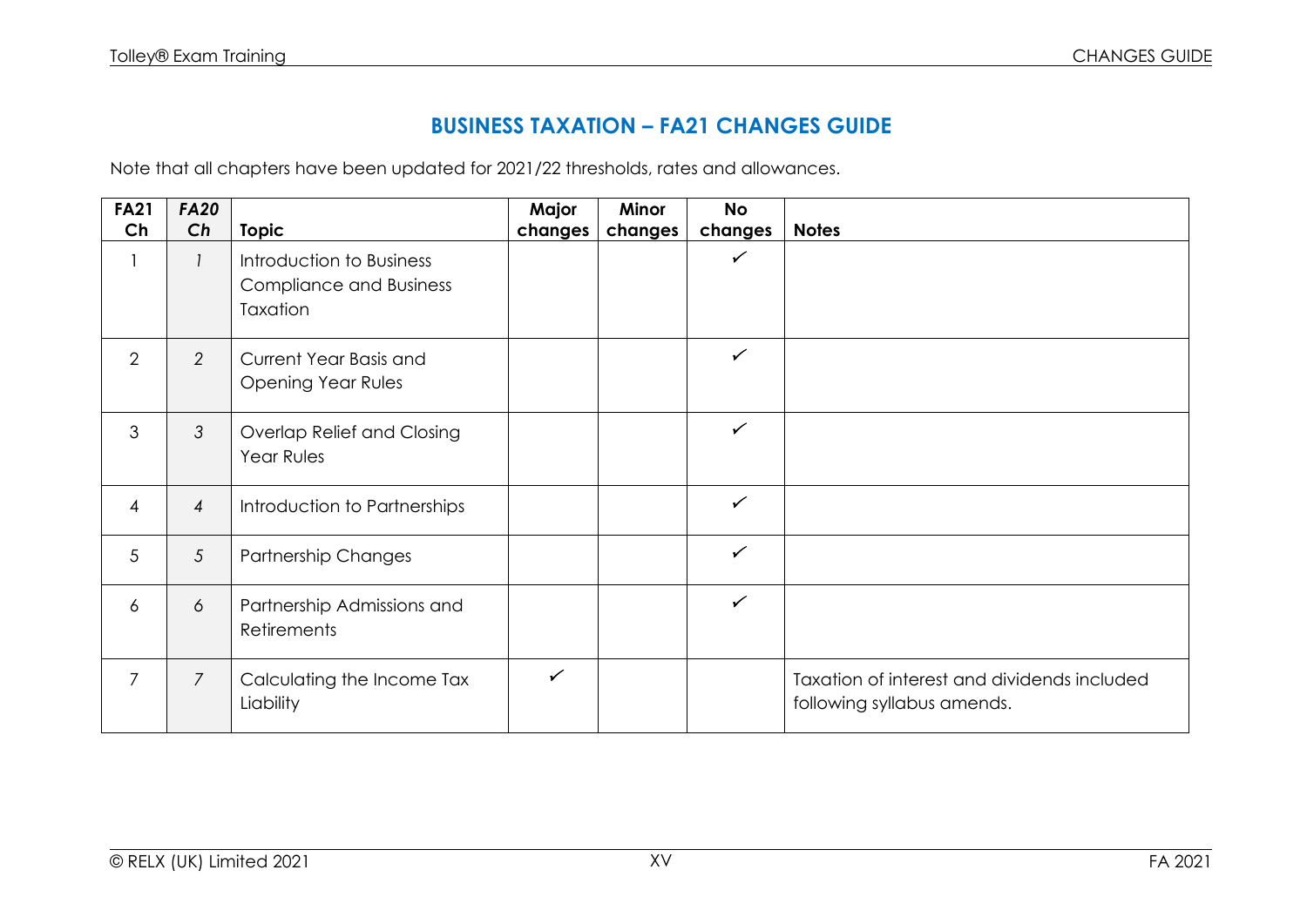## BUSINESS TAXATION – FA21 CHANGES GUIDE

Note that all chapters have been updated for 2021/22 thresholds, rates and allowances.

| FA21 Ch | *FA20 Ch* | Topic | Major changes | Minor changes | No changes | Notes |
|---|---|---|---|---|---|---|
| 1 | *1* | Introduction to Business Compliance and Business Taxation | | | ✓ | |
| 2 | *2* | Current Year Basis and Opening Year Rules | | | ✓ | |
| 3 | *3* | Overlap Relief and Closing Year Rules | | | ✓ | |
| 4 | *4* | Introduction to Partnerships | | | ✓ | |
| 5 | *5* | Partnership Changes | | | ✓ | |
| 6 | *6* | Partnership Admissions and Retirements | | | ✓ | |
| 7 | *7* | Calculating the Income Tax Liability | ✓ | | | Taxation of interest and dividends included following syllabus amends. |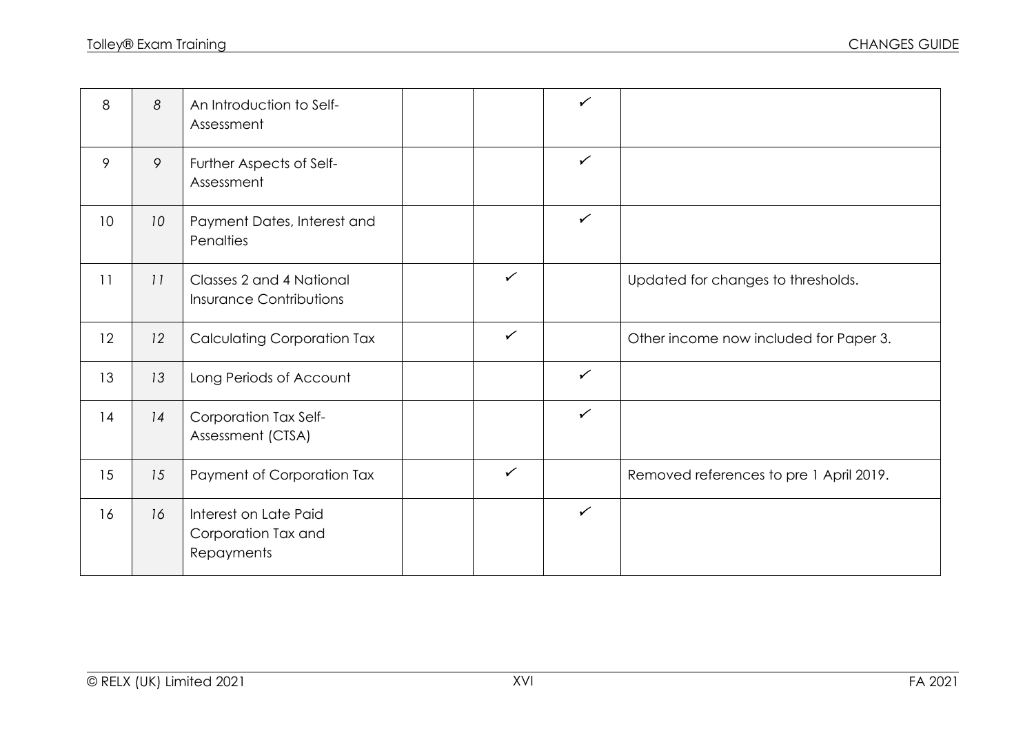| | | | | | | |
|---|---|---|---|---|---|---|
| 8 | *8* | An Introduction to Self-Assessment | | | ✓ | |
| 9 | *9* | Further Aspects of Self-Assessment | | | ✓ | |
| 10 | *10* | Payment Dates, Interest and Penalties | | | ✓ | |
| 11 | *11* | Classes 2 and 4 National Insurance Contributions | | ✓ | | Updated for changes to thresholds. |
| 12 | *12* | Calculating Corporation Tax | | ✓ | | Other income now included for Paper 3. |
| 13 | *13* | Long Periods of Account | | | ✓ | |
| 14 | *14* | Corporation Tax Self-Assessment (CTSA) | | | ✓ | |
| 15 | *15* | Payment of Corporation Tax | | ✓ | | Removed references to pre 1 April 2019. |
| 16 | *16* | Interest on Late Paid Corporation Tax and Repayments | | | ✓ | |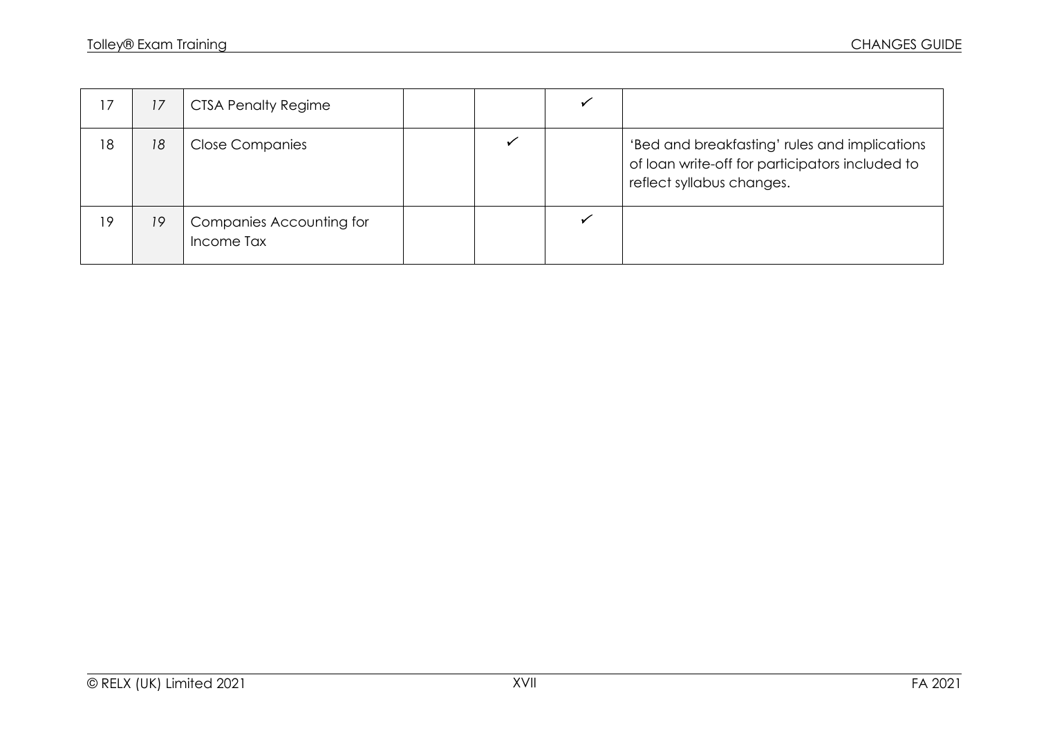| | | | | | | |
|---|---|---|---|---|---|---|
| 17 | *17* | CTSA Penalty Regime | | | ✓ | |
| 18 | *18* | Close Companies | | ✓ | | 'Bed and breakfasting' rules and implications of loan write-off for participators included to reflect syllabus changes. |
| 19 | *19* | Companies Accounting for Income Tax | | | ✓ | |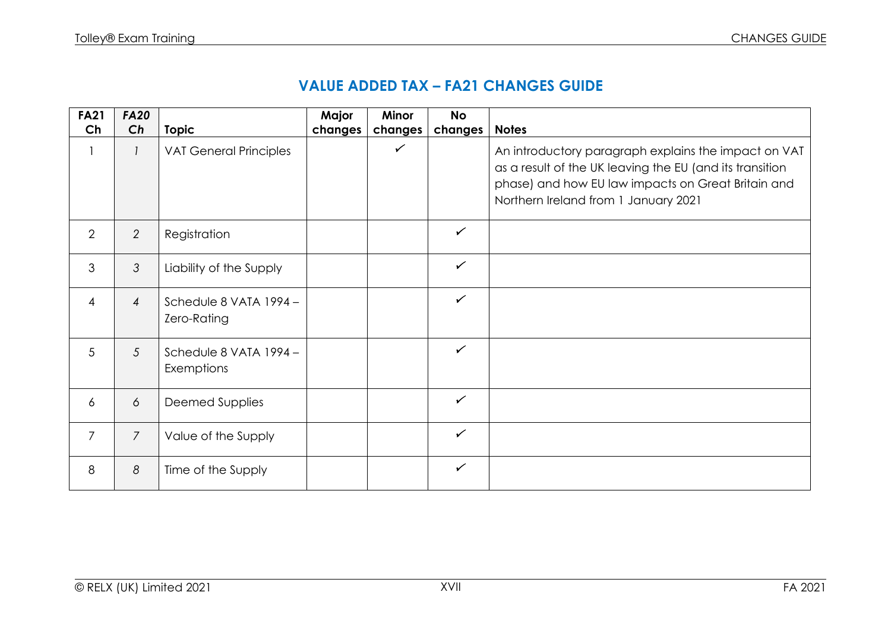## VALUE ADDED TAX – FA21 CHANGES GUIDE

| FA21 Ch | *FA20 Ch* | Topic | Major changes | Minor changes | No changes | Notes |
|---|---|---|---|---|---|---|
| 1 | *1* | VAT General Principles | | ✓ | | An introductory paragraph explains the impact on VAT as a result of the UK leaving the EU (and its transition phase) and how EU law impacts on Great Britain and Northern Ireland from 1 January 2021 |
| 2 | *2* | Registration | | | ✓ | |
| 3 | *3* | Liability of the Supply | | | ✓ | |
| 4 | *4* | Schedule 8 VATA 1994 – Zero-Rating | | | ✓ | |
| 5 | *5* | Schedule 8 VATA 1994 – Exemptions | | | ✓ | |
| 6 | *6* | Deemed Supplies | | | ✓ | |
| 7 | *7* | Value of the Supply | | | ✓ | |
| 8 | *8* | Time of the Supply | | | ✓ | |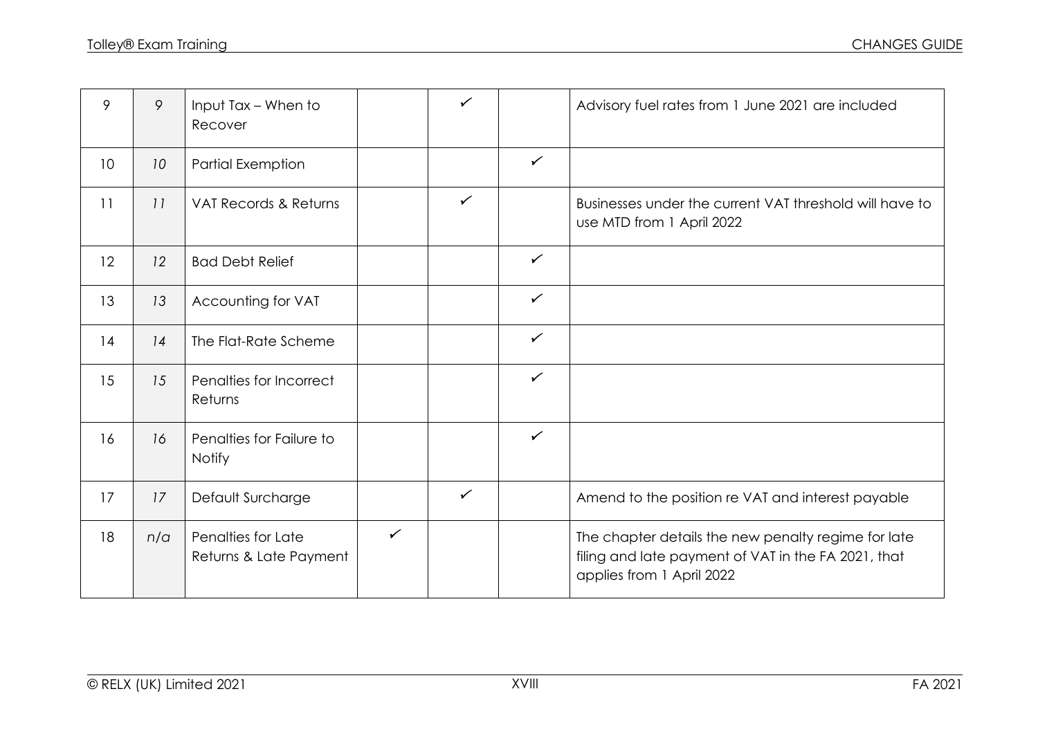| 9 | 9 | Input Tax – When to Recover | | ✓ | | Advisory fuel rates from 1 June 2021 are included |
|---|---|---|---|---|---|---|
| 10 | 10 | Partial Exemption | | | ✓ | |
| 11 | 11 | VAT Records & Returns | | ✓ | | Businesses under the current VAT threshold will have to use MTD from 1 April 2022 |
| 12 | 12 | Bad Debt Relief | | | ✓ | |
| 13 | 13 | Accounting for VAT | | | ✓ | |
| 14 | 14 | The Flat-Rate Scheme | | | ✓ | |
| 15 | 15 | Penalties for Incorrect Returns | | | ✓ | |
| 16 | 16 | Penalties for Failure to Notify | | | ✓ | |
| 17 | 17 | Default Surcharge | | ✓ | | Amend to the position re VAT and interest payable |
| 18 | n/a | Penalties for Late Returns & Late Payment | ✓ | | | The chapter details the new penalty regime for late filing and late payment of VAT in the FA 2021, that applies from 1 April 2022 |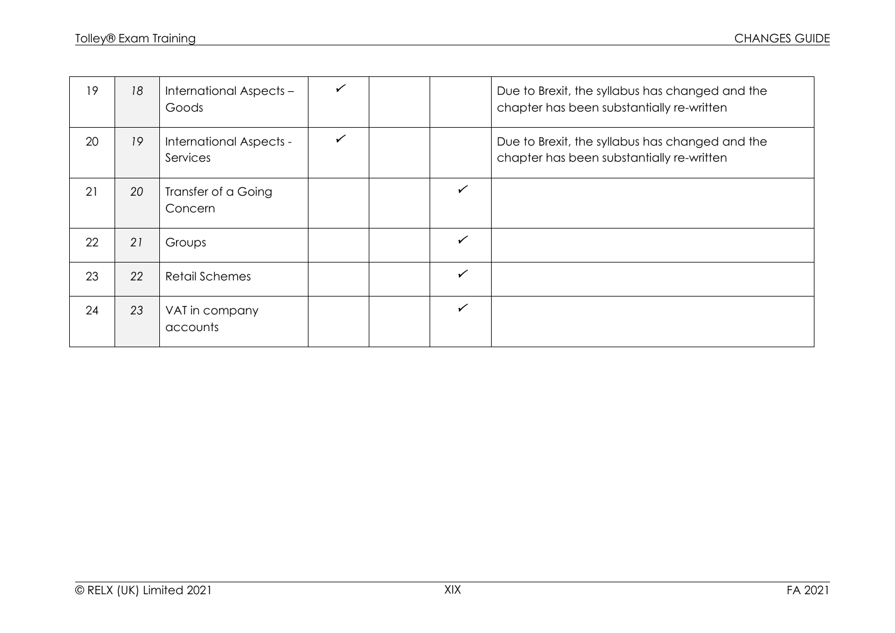| | | | | | | |
|---|---|---|---|---|---|---|
| 19 | 18 | International Aspects – Goods | ✓ | | | Due to Brexit, the syllabus has changed and the chapter has been substantially re-written |
| 20 | 19 | International Aspects - Services | ✓ | | | Due to Brexit, the syllabus has changed and the chapter has been substantially re-written |
| 21 | 20 | Transfer of a Going Concern | | | ✓ | |
| 22 | 21 | Groups | | | ✓ | |
| 23 | 22 | Retail Schemes | | | ✓ | |
| 24 | 23 | VAT in company accounts | | | ✓ | |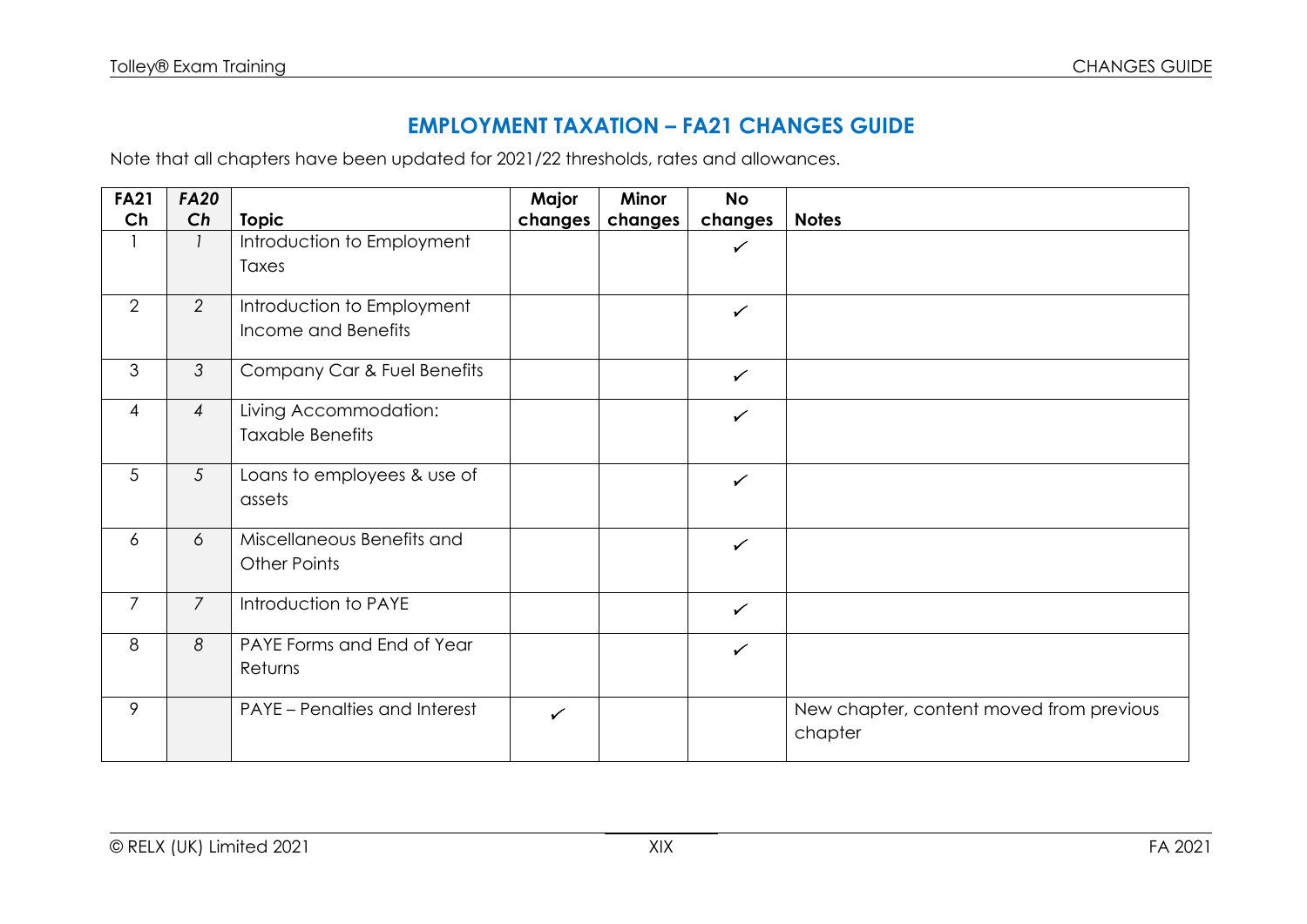## EMPLOYMENT TAXATION – FA21 CHANGES GUIDE

Note that all chapters have been updated for 2021/22 thresholds, rates and allowances.

| FA21 Ch | *FA20 Ch* | Topic | Major changes | Minor changes | No changes | Notes |
|---|---|---|---|---|---|---|
| 1 | *1* | Introduction to Employment Taxes | | | ✓ | |
| 2 | *2* | Introduction to Employment Income and Benefits | | | ✓ | |
| 3 | *3* | Company Car & Fuel Benefits | | | ✓ | |
| 4 | *4* | Living Accommodation: Taxable Benefits | | | ✓ | |
| 5 | *5* | Loans to employees & use of assets | | | ✓ | |
| 6 | *6* | Miscellaneous Benefits and Other Points | | | ✓ | |
| 7 | *7* | Introduction to PAYE | | | ✓ | |
| 8 | *8* | PAYE Forms and End of Year Returns | | | ✓ | |
| 9 | | PAYE – Penalties and Interest | ✓ | | | New chapter, content moved from previous chapter |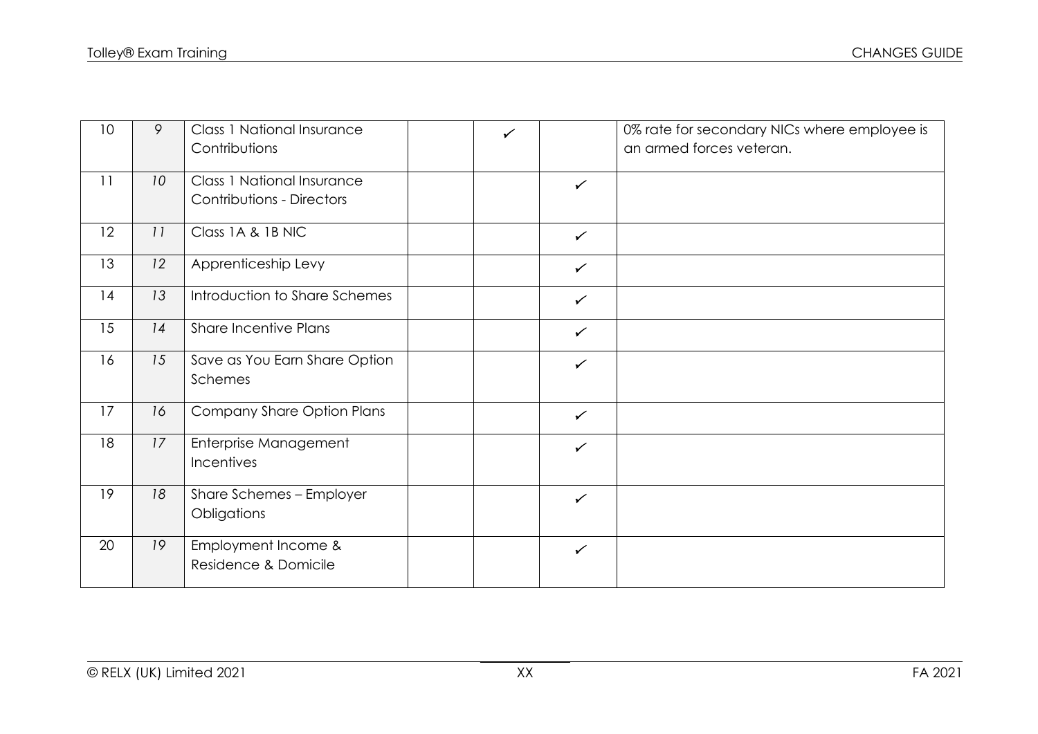| 10 | 9 | Class 1 National Insurance Contributions | | ✓ | | 0% rate for secondary NICs where employee is an armed forces veteran. |
|---|---|---|---|---|---|---|
| 11 | *10* | Class 1 National Insurance Contributions - Directors | | | ✓ | |
| 12 | *11* | Class 1A & 1B NIC | | | ✓ | |
| 13 | *12* | Apprenticeship Levy | | | ✓ | |
| 14 | *13* | Introduction to Share Schemes | | | ✓ | |
| 15 | *14* | Share Incentive Plans | | | ✓ | |
| 16 | *15* | Save as You Earn Share Option Schemes | | | ✓ | |
| 17 | *16* | Company Share Option Plans | | | ✓ | |
| 18 | *17* | Enterprise Management Incentives | | | ✓ | |
| 19 | *18* | Share Schemes – Employer Obligations | | | ✓ | |
| 20 | *19* | Employment Income & Residence & Domicile | | | ✓ | |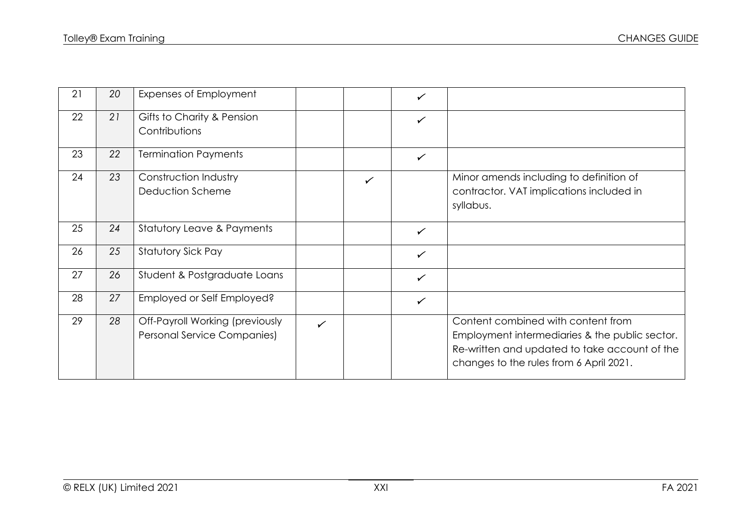| | | | | | | |
|---|---|---|---|---|---|---|
| 21 | *20* | Expenses of Employment | | | ✓ | |
| 22 | *21* | Gifts to Charity & Pension Contributions | | | ✓ | |
| 23 | *22* | Termination Payments | | | ✓ | |
| 24 | *23* | Construction Industry Deduction Scheme | | ✓ | | Minor amends including to definition of contractor. VAT implications included in syllabus. |
| 25 | *24* | Statutory Leave & Payments | | | ✓ | |
| 26 | *25* | Statutory Sick Pay | | | ✓ | |
| 27 | *26* | Student & Postgraduate Loans | | | ✓ | |
| 28 | *27* | Employed or Self Employed? | | | ✓ | |
| 29 | *28* | Off-Payroll Working (previously Personal Service Companies) | ✓ | | | Content combined with content from Employment intermediaries & the public sector. Re-written and updated to take account of the changes to the rules from 6 April 2021. |